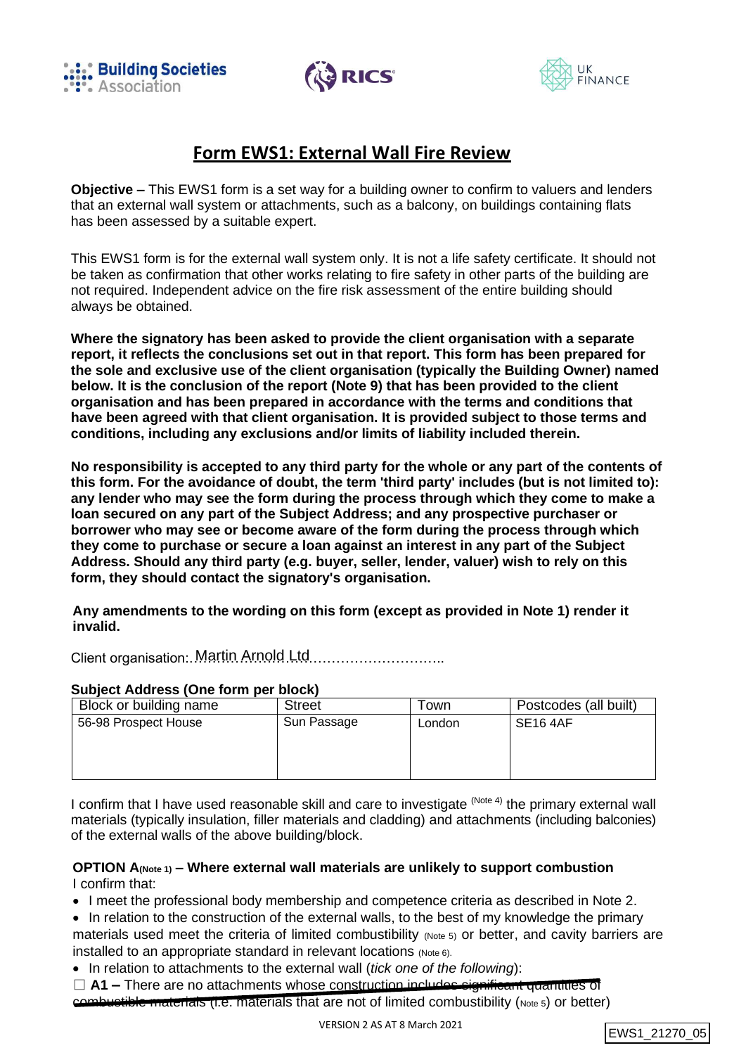# Form EWS1: External Wall Fire Review

**Objective –** This EWS1 form is a set way for a building owner to confirm to valuers and lenders that an external wall system or attachments, such as a balcony, on buildings containing flats has been assessed by a suitable expert.

This EWS1 form is for the external wall system only. It is not a life safety certificate. It should not be taken as confirmation that other works relating to fire safety in other parts of the building are not required. Independent advice on the fire risk assessment of the entire building should always be obtained.

**Where the signatory has been asked to provide the client organisation with a separate report, it reflects the conclusions set out in that report. This form has been prepared for the sole and exclusive use of the client organisation (typically the Building Owner) named below. It is the conclusion of the report (Note 9) that has been provided to the client organisation and has been prepared in accordance with the terms and conditions that have been agreed with that client organisation. It is provided subject to those terms and conditions, including any exclusions and/or limits of liability included therein.**

**No responsibility is accepted to any third party for the whole or any part of the contents of this form. For the avoidance of doubt, the term 'third party' includes (but is not limited to): any lender who may see the form during the process through which they come to make a loan secured on any part of the Subject Address; and any prospective purchaser or borrower who may see or become aware of the form during the process through which they come to purchase or secure a loan against an interest in any part of the Subject Address. Should any third party (e.g. buyer, seller, lender, valuer) wish to rely on this form, they should contact the signatory's organisation.**

**Any amendments to the wording on this form (except as provided in Note 1) render it invalid.**

Client organisation: Martin Arnold Ltd

**Subject Address (One form per block)**

| Block or building name | Street | Town | Postcodes (all built) |
|---|---|---|---|
| 56-98 Prospect House | Sun Passage | London | SE16 4AF |

I confirm that I have used reasonable skill and care to investigate (Note 4) the primary external wall materials (typically insulation, filler materials and cladding) and attachments (including balconies) of the external walls of the above building/block.

**OPTION A (Note 1) – Where external wall materials are unlikely to support combustion**
I confirm that:

- I meet the professional body membership and competence criteria as described in Note 2.
- In relation to the construction of the external walls, to the best of my knowledge the primary materials used meet the criteria of limited combustibility (Note 5) or better, and cavity barriers are installed to an appropriate standard in relevant locations (Note 6).
- In relation to attachments to the external wall (*tick one of the following*):

☐ **A1 –** ~~There are no attachments whose construction includes significant quantities of combustible materials~~ (i.e. materials that are not of limited combustibility (Note 5) or better)

VERSION 2 AS AT 8 March 2021

EWS1_21270_05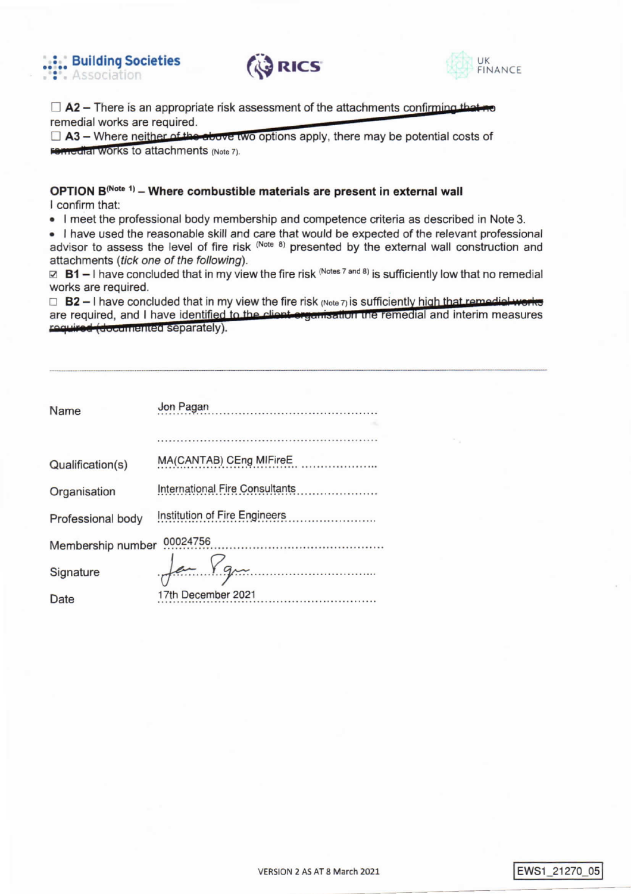☐ **A2** – There is an appropriate risk assessment of the attachments confirming that no remedial works are required.

☐ **A3** – Where neither of the above two options apply, there may be potential costs of remedial works to attachments (Note 7).

**OPTION B**(Note 1) **– Where combustible materials are present in external wall**

I confirm that:

- I meet the professional body membership and competence criteria as described in Note 3.
- I have used the reasonable skill and care that would be expected of the relevant professional advisor to assess the level of fire risk (Note 8) presented by the external wall construction and attachments (*tick one of the following*).

☑ **B1** – I have concluded that in my view the fire risk (Notes 7 and 8) is sufficiently low that no remedial works are required.

☐ **B2** – I have concluded that in my view the fire risk (Note 7) is sufficiently high that remedial works are required, and I have identified to the client organisation the remedial and interim measures required (documented separately).

---

| | |
|---|---|
| Name | Jon Pagan |
| Qualification(s) | MA(CANTAB) CEng MIFireE |
| Organisation | International Fire Consultants |
| Professional body | Institution of Fire Engineers |
| Membership number | 00024756 |
| Signature | *(signed)* |
| Date | 17th December 2021 |

VERSION 2 AS AT 8 March 2021

EWS1_21270_05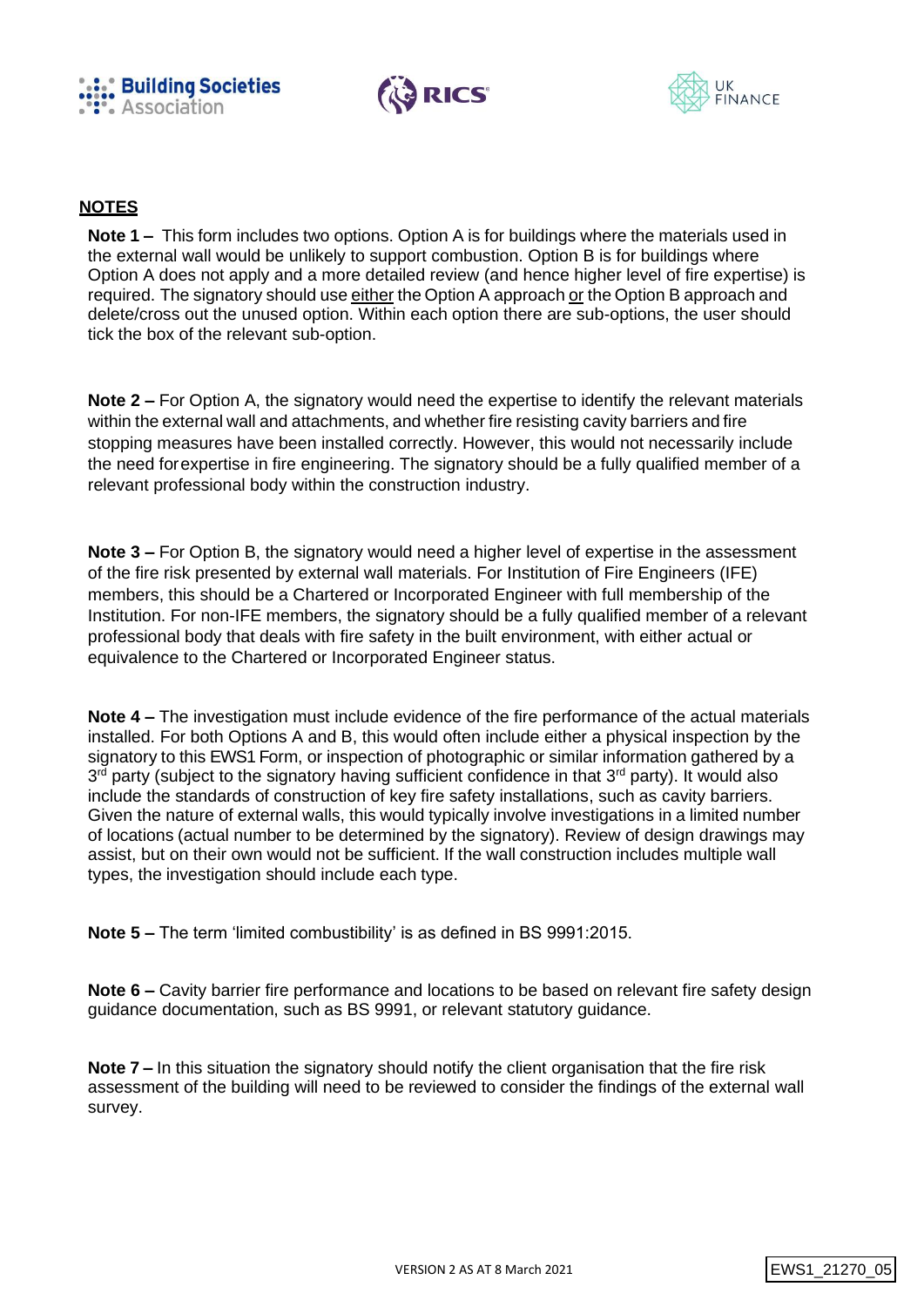## NOTES

**Note 1 –** This form includes two options. Option A is for buildings where the materials used in the external wall would be unlikely to support combustion. Option B is for buildings where Option A does not apply and a more detailed review (and hence higher level of fire expertise) is required. The signatory should use either the Option A approach or the Option B approach and delete/cross out the unused option. Within each option there are sub-options, the user should tick the box of the relevant sub-option.

**Note 2 –** For Option A, the signatory would need the expertise to identify the relevant materials within the external wall and attachments, and whether fire resisting cavity barriers and fire stopping measures have been installed correctly. However, this would not necessarily include the need for expertise in fire engineering. The signatory should be a fully qualified member of a relevant professional body within the construction industry.

**Note 3 –** For Option B, the signatory would need a higher level of expertise in the assessment of the fire risk presented by external wall materials. For Institution of Fire Engineers (IFE) members, this should be a Chartered or Incorporated Engineer with full membership of the Institution. For non-IFE members, the signatory should be a fully qualified member of a relevant professional body that deals with fire safety in the built environment, with either actual or equivalence to the Chartered or Incorporated Engineer status.

**Note 4 –** The investigation must include evidence of the fire performance of the actual materials installed. For both Options A and B, this would often include either a physical inspection by the signatory to this EWS1 Form, or inspection of photographic or similar information gathered by a 3rd party (subject to the signatory having sufficient confidence in that 3rd party). It would also include the standards of construction of key fire safety installations, such as cavity barriers. Given the nature of external walls, this would typically involve investigations in a limited number of locations (actual number to be determined by the signatory). Review of design drawings may assist, but on their own would not be sufficient. If the wall construction includes multiple wall types, the investigation should include each type.

**Note 5 –** The term 'limited combustibility' is as defined in BS 9991:2015.

**Note 6 –** Cavity barrier fire performance and locations to be based on relevant fire safety design guidance documentation, such as BS 9991, or relevant statutory guidance.

**Note 7 –** In this situation the signatory should notify the client organisation that the fire risk assessment of the building will need to be reviewed to consider the findings of the external wall survey.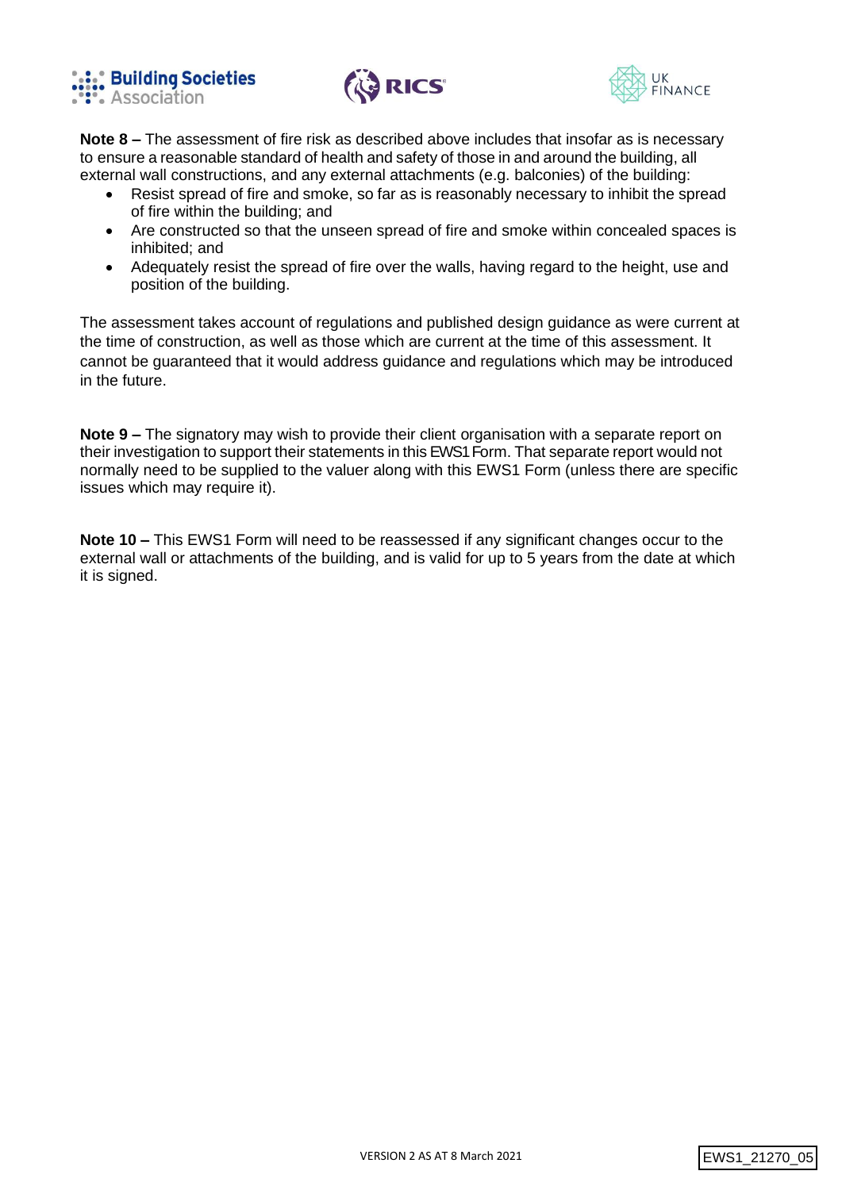**Note 8 –** The assessment of fire risk as described above includes that insofar as is necessary to ensure a reasonable standard of health and safety of those in and around the building, all external wall constructions, and any external attachments (e.g. balconies) of the building:

- Resist spread of fire and smoke, so far as is reasonably necessary to inhibit the spread of fire within the building; and
- Are constructed so that the unseen spread of fire and smoke within concealed spaces is inhibited; and
- Adequately resist the spread of fire over the walls, having regard to the height, use and position of the building.

The assessment takes account of regulations and published design guidance as were current at the time of construction, as well as those which are current at the time of this assessment. It cannot be guaranteed that it would address guidance and regulations which may be introduced in the future.

**Note 9 –** The signatory may wish to provide their client organisation with a separate report on their investigation to support their statements in this EWS1 Form. That separate report would not normally need to be supplied to the valuer along with this EWS1 Form (unless there are specific issues which may require it).

**Note 10 –** This EWS1 Form will need to be reassessed if any significant changes occur to the external wall or attachments of the building, and is valid for up to 5 years from the date at which it is signed.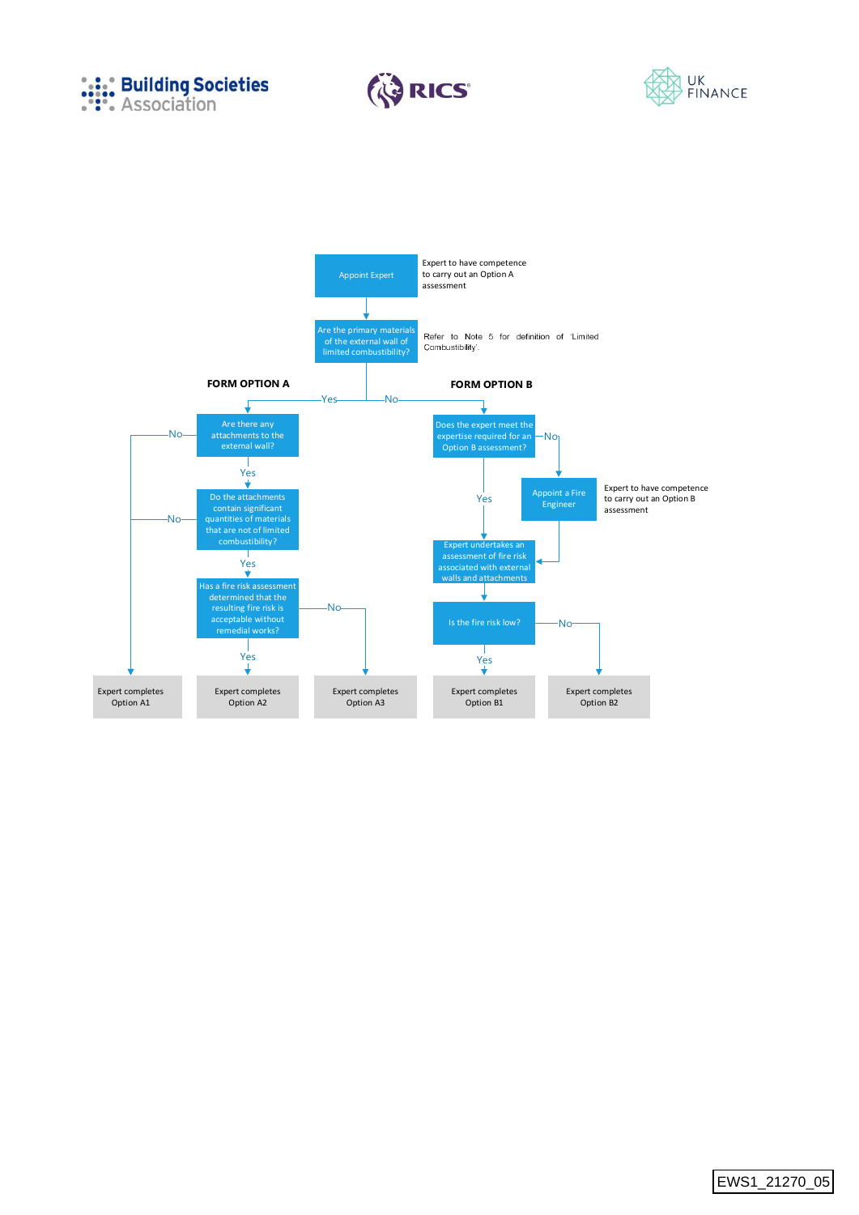Building Societies Association

RICS

UK FINANCE

Appoint Expert

Expert to have competence to carry out an Option A assessment

Are the primary materials of the external wall of limited combustibility?

Refer to Note 5 for definition of 'Limited Combustibility'.

**FORM OPTION A**

**FORM OPTION B**

Yes

No

Are there any attachments to the external wall?

No

Yes

Do the attachments contain significant quantities of materials that are not of limited combustibility?

No

Yes

Has a fire risk assessment determined that the resulting fire risk is acceptable without remedial works?

No

Yes

Does the expert meet the expertise required for an Option B assessment?

No

Appoint a Fire Engineer

Expert to have competence to carry out an Option B assessment

Yes

Expert undertakes an assessment of fire risk associated with external walls and attachments

Is the fire risk low?

No

Yes

Expert completes Option A1

Expert completes Option A2

Expert completes Option A3

Expert completes Option B1

Expert completes Option B2

EWS1_21270_05